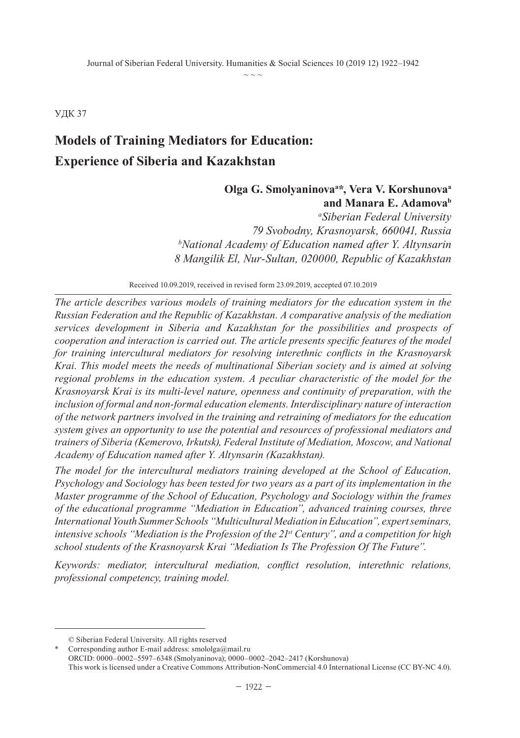УДК 37

# Models of Training Mediators for Education: Experience of Siberia and Kazakhstan

**Olga G. Smolyaninova[a]*, Vera V. Korshunova[a] and Manara E. Adamova[b]**

[a]*Siberian Federal University*
*79 Svobodny, Krasnoyarsk, 660041, Russia*
[b]*National Academy of Education named after Y. Altynsarin*
*8 Mangilik El, Nur-Sultan, 020000, Republic of Kazakhstan*

Received 10.09.2019, received in revised form 23.09.2019, accepted 07.10.2019

*The article describes various models of training mediators for the education system in the Russian Federation and the Republic of Kazakhstan. A comparative analysis of the mediation services development in Siberia and Kazakhstan for the possibilities and prospects of cooperation and interaction is carried out. The article presents specific features of the model for training intercultural mediators for resolving interethnic conflicts in the Krasnoyarsk Krai. This model meets the needs of multinational Siberian society and is aimed at solving regional problems in the education system. A peculiar characteristic of the model for the Krasnoyarsk Krai is its multi-level nature, openness and continuity of preparation, with the inclusion of formal and non-formal education elements. Interdisciplinary nature of interaction of the network partners involved in the training and retraining of mediators for the education system gives an opportunity to use the potential and resources of professional mediators and trainers of Siberia (Kemerovo, Irkutsk), Federal Institute of Mediation, Moscow, and National Academy of Education named after Y. Altynsarin (Kazakhstan).*

*The model for the intercultural mediators training developed at the School of Education, Psychology and Sociology has been tested for two years as a part of its implementation in the Master programme of the School of Education, Psychology and Sociology within the frames of the educational programme "Mediation in Education", advanced training courses, three International Youth Summer Schools "Multicultural Mediation in Education", expert seminars, intensive schools "Mediation is the Profession of the 21st Century", and a competition for high school students of the Krasnoyarsk Krai "Mediation Is The Profession Of The Future".*

*Keywords: mediator, intercultural mediation, conflict resolution, interethnic relations, professional competency, training model.*

---

© Siberian Federal University. All rights reserved

\* Corresponding author E-mail address: smololga@mail.ru
ORCID: 0000–0002–5597–6348 (Smolyaninova); 0000–0002–2042–2417 (Korshunova)
This work is licensed under a Creative Commons Attribution-NonCommercial 4.0 International License (CC BY-NC 4.0).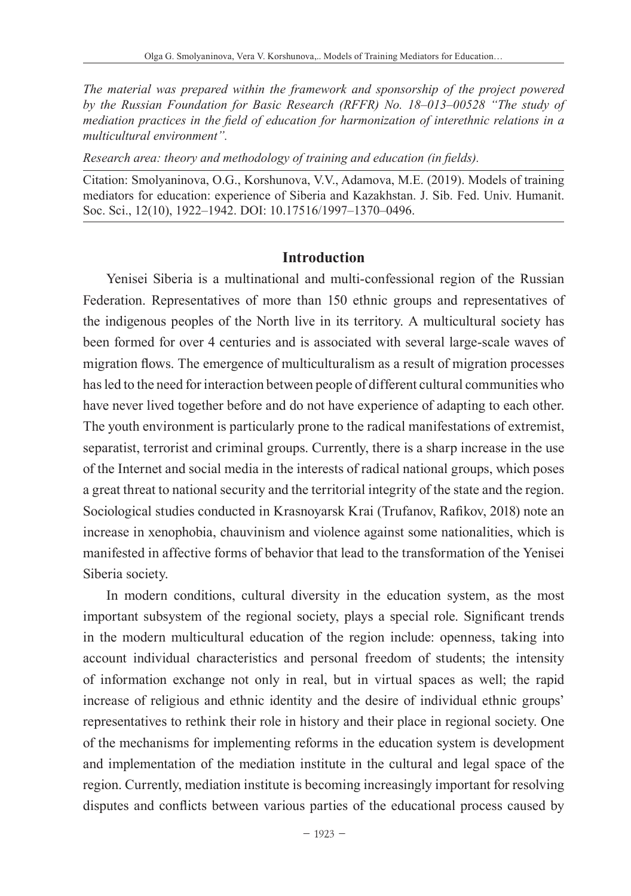*The material was prepared within the framework and sponsorship of the project powered by the Russian Foundation for Basic Research (RFFR) No. 18–013–00528 "The study of mediation practices in the field of education for harmonization of interethnic relations in a multicultural environment".*

*Research area: theory and methodology of training and education (in fields).*

Citation: Smolyaninova, O.G., Korshunova, V.V., Adamova, M.E. (2019). Models of training mediators for education: experience of Siberia and Kazakhstan. J. Sib. Fed. Univ. Humanit. Soc. Sci., 12(10), 1922–1942. DOI: 10.17516/1997–1370–0496.

## Introduction

Yenisei Siberia is a multinational and multi-confessional region of the Russian Federation. Representatives of more than 150 ethnic groups and representatives of the indigenous peoples of the North live in its territory. A multicultural society has been formed for over 4 centuries and is associated with several large-scale waves of migration flows. The emergence of multiculturalism as a result of migration processes has led to the need for interaction between people of different cultural communities who have never lived together before and do not have experience of adapting to each other. The youth environment is particularly prone to the radical manifestations of extremist, separatist, terrorist and criminal groups. Currently, there is a sharp increase in the use of the Internet and social media in the interests of radical national groups, which poses a great threat to national security and the territorial integrity of the state and the region. Sociological studies conducted in Krasnoyarsk Krai (Trufanov, Rafikov, 2018) note an increase in xenophobia, chauvinism and violence against some nationalities, which is manifested in affective forms of behavior that lead to the transformation of the Yenisei Siberia society.

In modern conditions, cultural diversity in the education system, as the most important subsystem of the regional society, plays a special role. Significant trends in the modern multicultural education of the region include: openness, taking into account individual characteristics and personal freedom of students; the intensity of information exchange not only in real, but in virtual spaces as well; the rapid increase of religious and ethnic identity and the desire of individual ethnic groups' representatives to rethink their role in history and their place in regional society. One of the mechanisms for implementing reforms in the education system is development and implementation of the mediation institute in the cultural and legal space of the region. Currently, mediation institute is becoming increasingly important for resolving disputes and conflicts between various parties of the educational process caused by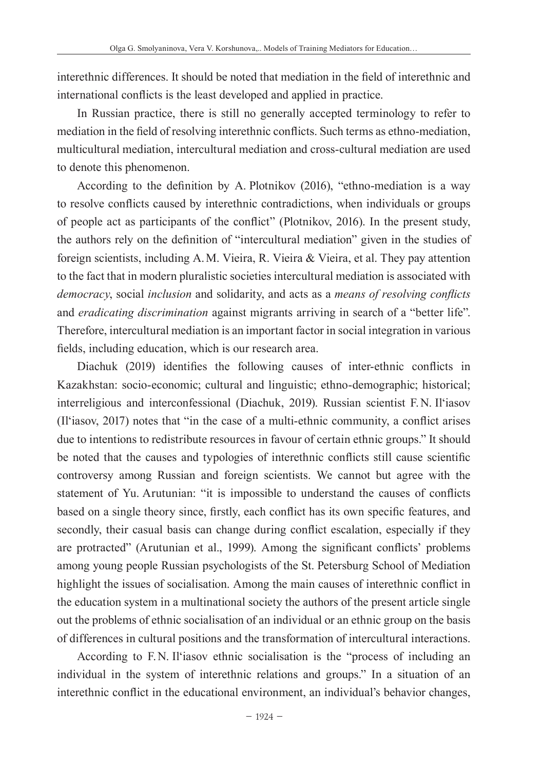interethnic differences. It should be noted that mediation in the field of interethnic and international conflicts is the least developed and applied in practice.

In Russian practice, there is still no generally accepted terminology to refer to mediation in the field of resolving interethnic conflicts. Such terms as ethno-mediation, multicultural mediation, intercultural mediation and cross-cultural mediation are used to denote this phenomenon.

According to the definition by A. Plotnikov (2016), "ethno-mediation is a way to resolve conflicts caused by interethnic contradictions, when individuals or groups of people act as participants of the conflict" (Plotnikov, 2016). In the present study, the authors rely on the definition of "intercultural mediation" given in the studies of foreign scientists, including A. M. Vieira, R. Vieira & Vieira, et al. They pay attention to the fact that in modern pluralistic societies intercultural mediation is associated with *democracy*, social *inclusion* and solidarity, and acts as a *means of resolving conflicts* and *eradicating discrimination* against migrants arriving in search of a "better life". Therefore, intercultural mediation is an important factor in social integration in various fields, including education, which is our research area.

Diachuk (2019) identifies the following causes of inter-ethnic conflicts in Kazakhstan: socio-economic; cultural and linguistic; ethno-demographic; historical; interreligious and interconfessional (Diachuk, 2019). Russian scientist F. N. Il'iasov (Il'iasov, 2017) notes that "in the case of a multi-ethnic community, a conflict arises due to intentions to redistribute resources in favour of certain ethnic groups." It should be noted that the causes and typologies of interethnic conflicts still cause scientific controversy among Russian and foreign scientists. We cannot but agree with the statement of Yu. Arutunian: "it is impossible to understand the causes of conflicts based on a single theory since, firstly, each conflict has its own specific features, and secondly, their casual basis can change during conflict escalation, especially if they are protracted" (Arutunian et al., 1999). Among the significant conflicts' problems among young people Russian psychologists of the St. Petersburg School of Mediation highlight the issues of socialisation. Among the main causes of interethnic conflict in the education system in a multinational society the authors of the present article single out the problems of ethnic socialisation of an individual or an ethnic group on the basis of differences in cultural positions and the transformation of intercultural interactions.

According to F. N. Il'iasov ethnic socialisation is the "process of including an individual in the system of interethnic relations and groups." In a situation of an interethnic conflict in the educational environment, an individual's behavior changes,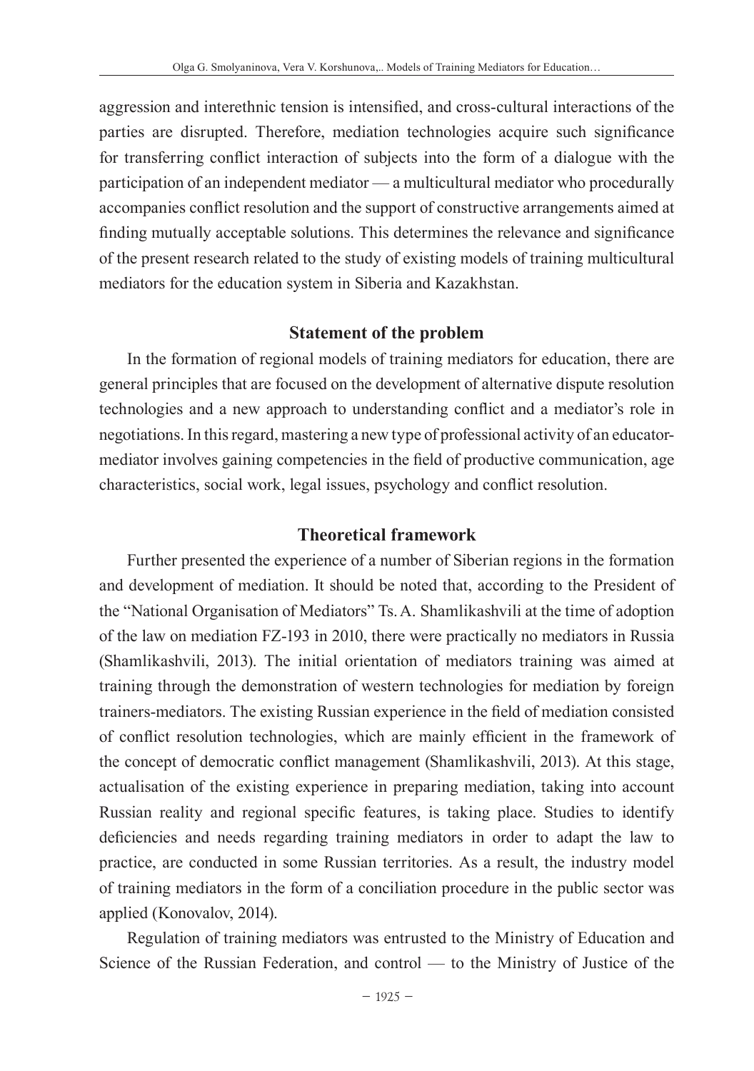aggression and interethnic tension is intensified, and cross-cultural interactions of the parties are disrupted. Therefore, mediation technologies acquire such significance for transferring conflict interaction of subjects into the form of a dialogue with the participation of an independent mediator — a multicultural mediator who procedurally accompanies conflict resolution and the support of constructive arrangements aimed at finding mutually acceptable solutions. This determines the relevance and significance of the present research related to the study of existing models of training multicultural mediators for the education system in Siberia and Kazakhstan.

## Statement of the problem

In the formation of regional models of training mediators for education, there are general principles that are focused on the development of alternative dispute resolution technologies and a new approach to understanding conflict and a mediator's role in negotiations. In this regard, mastering a new type of professional activity of an educator-mediator involves gaining competencies in the field of productive communication, age characteristics, social work, legal issues, psychology and conflict resolution.

## Theoretical framework

Further presented the experience of a number of Siberian regions in the formation and development of mediation. It should be noted that, according to the President of the "National Organisation of Mediators" Ts. A. Shamlikashvili at the time of adoption of the law on mediation FZ-193 in 2010, there were practically no mediators in Russia (Shamlikashvili, 2013). The initial orientation of mediators training was aimed at training through the demonstration of western technologies for mediation by foreign trainers-mediators. The existing Russian experience in the field of mediation consisted of conflict resolution technologies, which are mainly efficient in the framework of the concept of democratic conflict management (Shamlikashvili, 2013). At this stage, actualisation of the existing experience in preparing mediation, taking into account Russian reality and regional specific features, is taking place. Studies to identify deficiencies and needs regarding training mediators in order to adapt the law to practice, are conducted in some Russian territories. As a result, the industry model of training mediators in the form of a conciliation procedure in the public sector was applied (Konovalov, 2014).

Regulation of training mediators was entrusted to the Ministry of Education and Science of the Russian Federation, and control — to the Ministry of Justice of the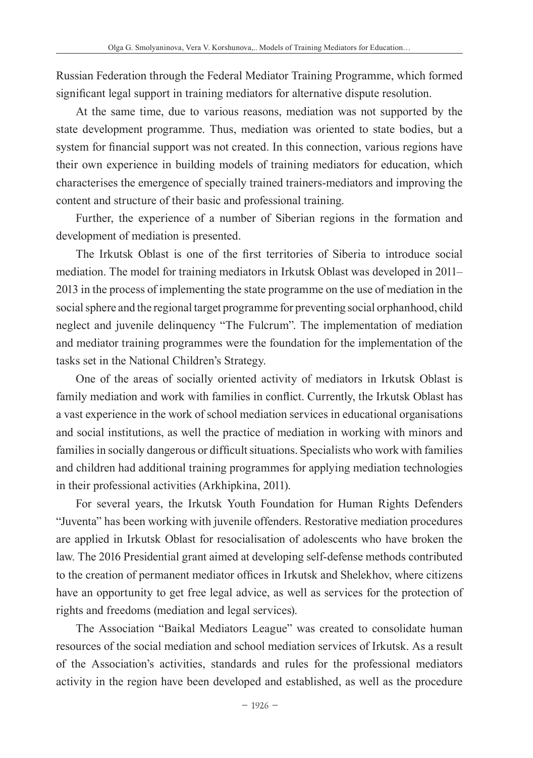Russian Federation through the Federal Mediator Training Programme, which formed significant legal support in training mediators for alternative dispute resolution.

At the same time, due to various reasons, mediation was not supported by the state development programme. Thus, mediation was oriented to state bodies, but a system for financial support was not created. In this connection, various regions have their own experience in building models of training mediators for education, which characterises the emergence of specially trained trainers-mediators and improving the content and structure of their basic and professional training.

Further, the experience of a number of Siberian regions in the formation and development of mediation is presented.

The Irkutsk Oblast is one of the first territories of Siberia to introduce social mediation. The model for training mediators in Irkutsk Oblast was developed in 2011–2013 in the process of implementing the state programme on the use of mediation in the social sphere and the regional target programme for preventing social orphanhood, child neglect and juvenile delinquency "The Fulcrum". The implementation of mediation and mediator training programmes were the foundation for the implementation of the tasks set in the National Children's Strategy.

One of the areas of socially oriented activity of mediators in Irkutsk Oblast is family mediation and work with families in conflict. Currently, the Irkutsk Oblast has a vast experience in the work of school mediation services in educational organisations and social institutions, as well the practice of mediation in working with minors and families in socially dangerous or difficult situations. Specialists who work with families and children had additional training programmes for applying mediation technologies in their professional activities (Arkhipkina, 2011).

For several years, the Irkutsk Youth Foundation for Human Rights Defenders "Juventa" has been working with juvenile offenders. Restorative mediation procedures are applied in Irkutsk Oblast for resocialisation of adolescents who have broken the law. The 2016 Presidential grant aimed at developing self-defense methods contributed to the creation of permanent mediator offices in Irkutsk and Shelekhov, where citizens have an opportunity to get free legal advice, as well as services for the protection of rights and freedoms (mediation and legal services).

The Association "Baikal Mediators League" was created to consolidate human resources of the social mediation and school mediation services of Irkutsk. As a result of the Association's activities, standards and rules for the professional mediators activity in the region have been developed and established, as well as the procedure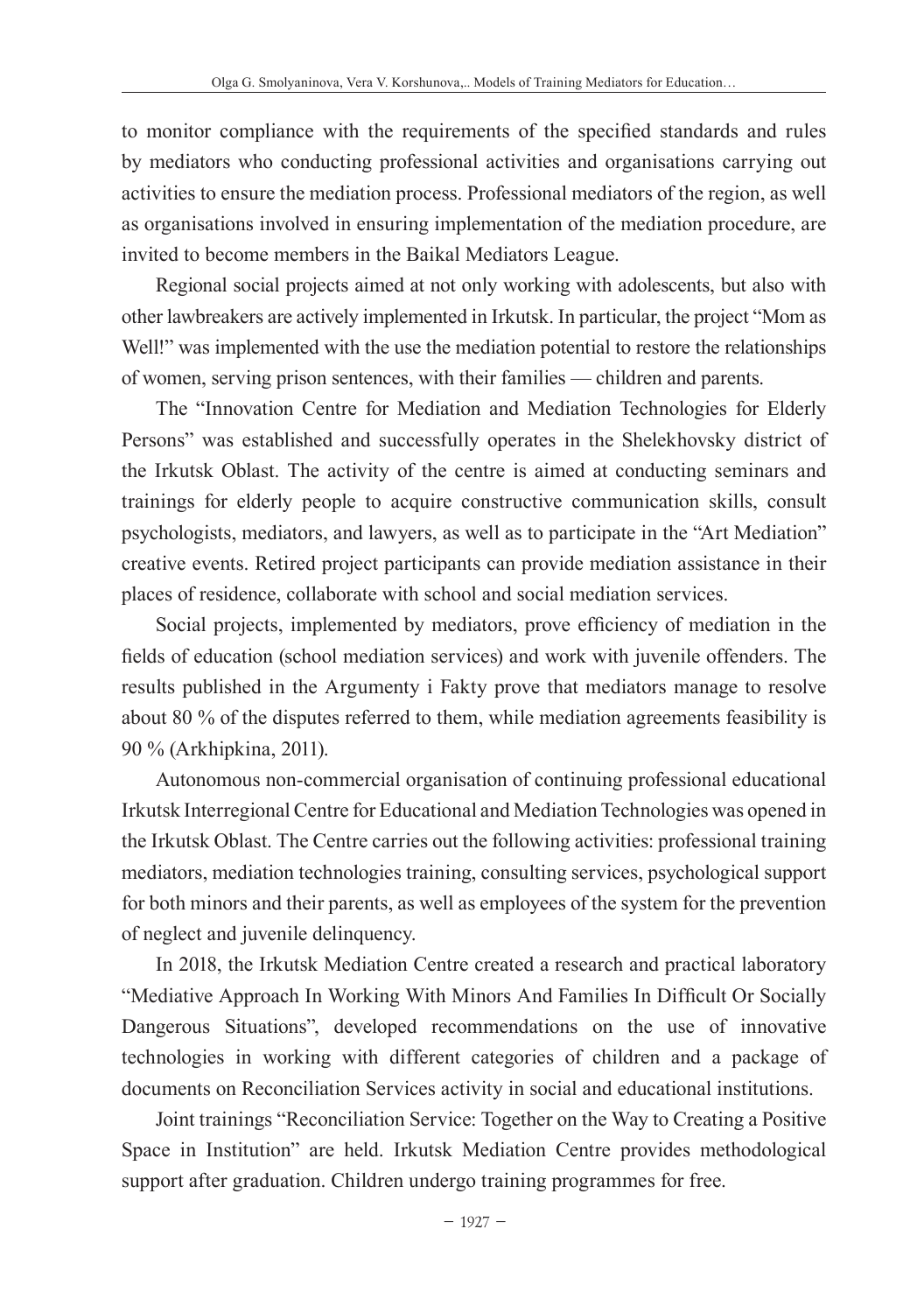to monitor compliance with the requirements of the specified standards and rules by mediators who conducting professional activities and organisations carrying out activities to ensure the mediation process. Professional mediators of the region, as well as organisations involved in ensuring implementation of the mediation procedure, are invited to become members in the Baikal Mediators League.

Regional social projects aimed at not only working with adolescents, but also with other lawbreakers are actively implemented in Irkutsk. In particular, the project "Mom as Well!" was implemented with the use the mediation potential to restore the relationships of women, serving prison sentences, with their families — children and parents.

The "Innovation Centre for Mediation and Mediation Technologies for Elderly Persons" was established and successfully operates in the Shelekhovsky district of the Irkutsk Oblast. The activity of the centre is aimed at conducting seminars and trainings for elderly people to acquire constructive communication skills, consult psychologists, mediators, and lawyers, as well as to participate in the "Art Mediation" creative events. Retired project participants can provide mediation assistance in their places of residence, collaborate with school and social mediation services.

Social projects, implemented by mediators, prove efficiency of mediation in the fields of education (school mediation services) and work with juvenile offenders. The results published in the Argumenty i Fakty prove that mediators manage to resolve about 80 % of the disputes referred to them, while mediation agreements feasibility is 90 % (Arkhipkina, 2011).

Autonomous non-commercial organisation of continuing professional educational Irkutsk Interregional Centre for Educational and Mediation Technologies was opened in the Irkutsk Oblast. The Centre carries out the following activities: professional training mediators, mediation technologies training, consulting services, psychological support for both minors and their parents, as well as employees of the system for the prevention of neglect and juvenile delinquency.

In 2018, the Irkutsk Mediation Centre created a research and practical laboratory "Mediative Approach In Working With Minors And Families In Difficult Or Socially Dangerous Situations", developed recommendations on the use of innovative technologies in working with different categories of children and a package of documents on Reconciliation Services activity in social and educational institutions.

Joint trainings "Reconciliation Service: Together on the Way to Creating a Positive Space in Institution" are held. Irkutsk Mediation Centre provides methodological support after graduation. Children undergo training programmes for free.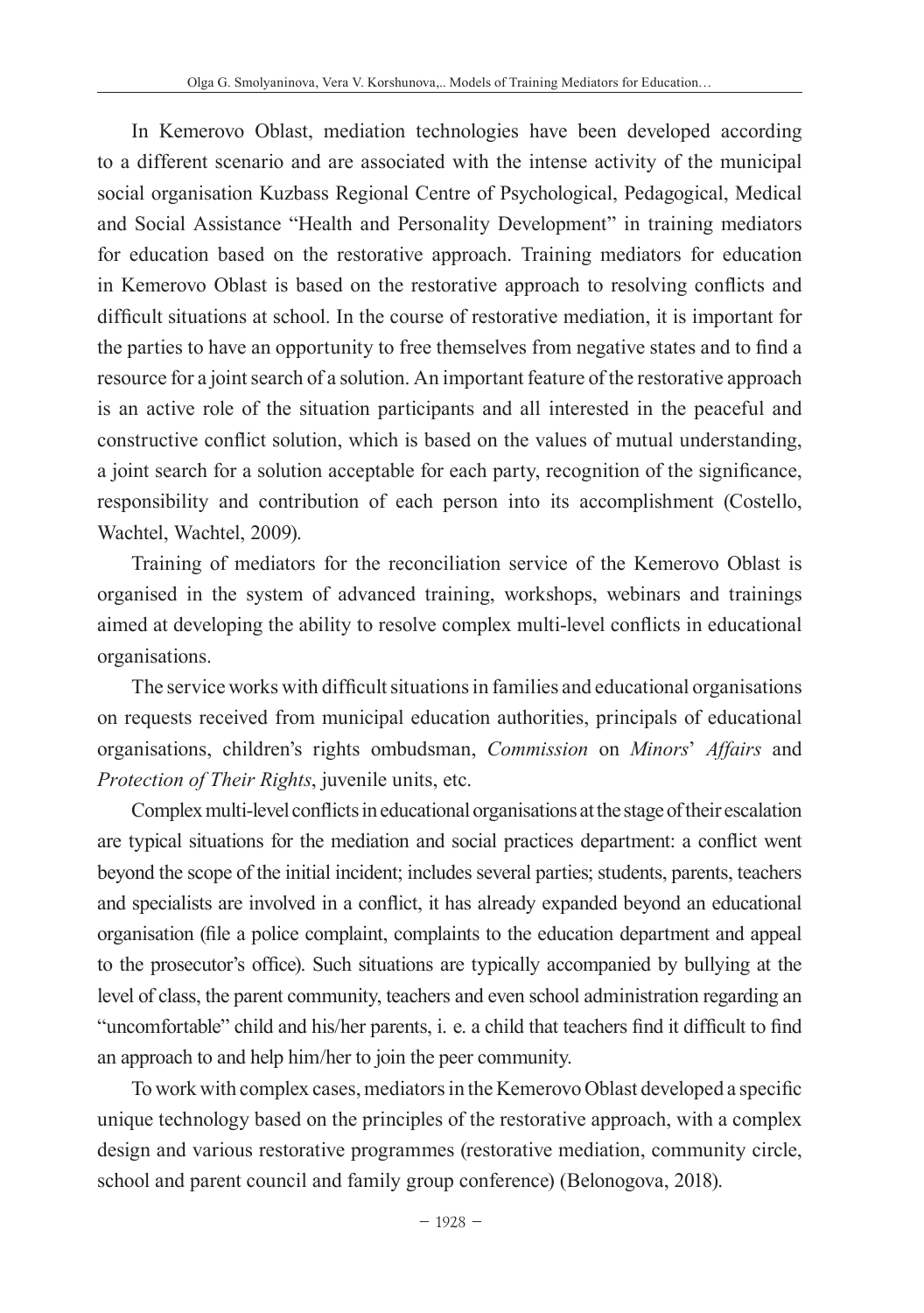In Kemerovo Oblast, mediation technologies have been developed according to a different scenario and are associated with the intense activity of the municipal social organisation Kuzbass Regional Centre of Psychological, Pedagogical, Medical and Social Assistance "Health and Personality Development" in training mediators for education based on the restorative approach. Training mediators for education in Kemerovo Oblast is based on the restorative approach to resolving conflicts and difficult situations at school. In the course of restorative mediation, it is important for the parties to have an opportunity to free themselves from negative states and to find a resource for a joint search of a solution. An important feature of the restorative approach is an active role of the situation participants and all interested in the peaceful and constructive conflict solution, which is based on the values of mutual understanding, a joint search for a solution acceptable for each party, recognition of the significance, responsibility and contribution of each person into its accomplishment (Costello, Wachtel, Wachtel, 2009).

Training of mediators for the reconciliation service of the Kemerovo Oblast is organised in the system of advanced training, workshops, webinars and trainings aimed at developing the ability to resolve complex multi-level conflicts in educational organisations.

The service works with difficult situations in families and educational organisations on requests received from municipal education authorities, principals of educational organisations, children's rights ombudsman, *Commission* on *Minors*' *Affairs* and *Protection of Their Rights*, juvenile units, etc.

Complex multi-level conflicts in educational organisations at the stage of their escalation are typical situations for the mediation and social practices department: a conflict went beyond the scope of the initial incident; includes several parties; students, parents, teachers and specialists are involved in a conflict, it has already expanded beyond an educational organisation (file a police complaint, complaints to the education department and appeal to the prosecutor's office). Such situations are typically accompanied by bullying at the level of class, the parent community, teachers and even school administration regarding an "uncomfortable" child and his/her parents, i. e. a child that teachers find it difficult to find an approach to and help him/her to join the peer community.

To work with complex cases, mediators in the Kemerovo Oblast developed a specific unique technology based on the principles of the restorative approach, with a complex design and various restorative programmes (restorative mediation, community circle, school and parent council and family group conference) (Belonogova, 2018).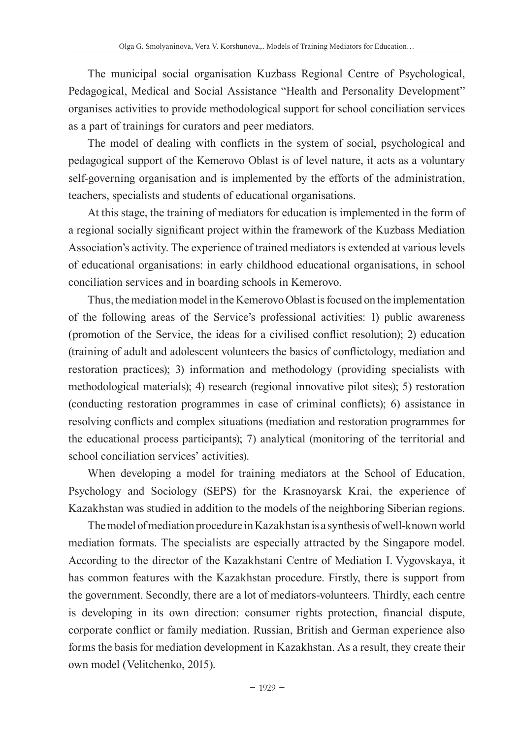The municipal social organisation Kuzbass Regional Centre of Psychological, Pedagogical, Medical and Social Assistance "Health and Personality Development" organises activities to provide methodological support for school conciliation services as a part of trainings for curators and peer mediators.

The model of dealing with conflicts in the system of social, psychological and pedagogical support of the Kemerovo Oblast is of level nature, it acts as a voluntary self-governing organisation and is implemented by the efforts of the administration, teachers, specialists and students of educational organisations.

At this stage, the training of mediators for education is implemented in the form of a regional socially significant project within the framework of the Kuzbass Mediation Association's activity. The experience of trained mediators is extended at various levels of educational organisations: in early childhood educational organisations, in school conciliation services and in boarding schools in Kemerovo.

Thus, the mediation model in the Kemerovo Oblast is focused on the implementation of the following areas of the Service's professional activities: 1) public awareness (promotion of the Service, the ideas for a civilised conflict resolution); 2) education (training of adult and adolescent volunteers the basics of conflictology, mediation and restoration practices); 3) information and methodology (providing specialists with methodological materials); 4) research (regional innovative pilot sites); 5) restoration (conducting restoration programmes in case of criminal conflicts); 6) assistance in resolving conflicts and complex situations (mediation and restoration programmes for the educational process participants); 7) analytical (monitoring of the territorial and school conciliation services' activities).

When developing a model for training mediators at the School of Education, Psychology and Sociology (SEPS) for the Krasnoyarsk Krai, the experience of Kazakhstan was studied in addition to the models of the neighboring Siberian regions.

The model of mediation procedure in Kazakhstan is a synthesis of well-known world mediation formats. The specialists are especially attracted by the Singapore model. According to the director of the Kazakhstani Centre of Mediation I. Vygovskaya, it has common features with the Kazakhstan procedure. Firstly, there is support from the government. Secondly, there are a lot of mediators-volunteers. Thirdly, each centre is developing in its own direction: consumer rights protection, financial dispute, corporate conflict or family mediation. Russian, British and German experience also forms the basis for mediation development in Kazakhstan. As a result, they create their own model (Velitchenko, 2015).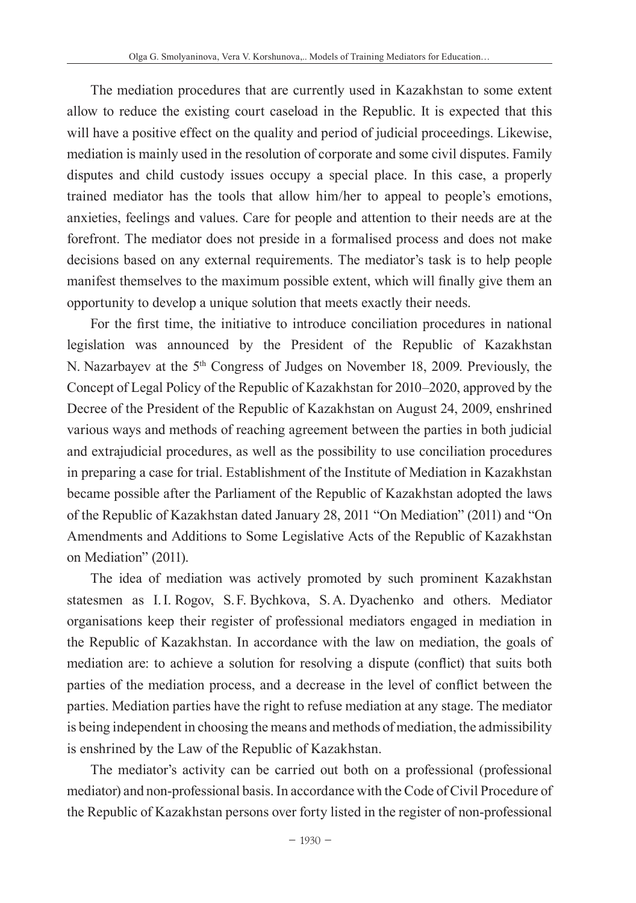The mediation procedures that are currently used in Kazakhstan to some extent allow to reduce the existing court caseload in the Republic. It is expected that this will have a positive effect on the quality and period of judicial proceedings. Likewise, mediation is mainly used in the resolution of corporate and some civil disputes. Family disputes and child custody issues occupy a special place. In this case, a properly trained mediator has the tools that allow him/her to appeal to people's emotions, anxieties, feelings and values. Care for people and attention to their needs are at the forefront. The mediator does not preside in a formalised process and does not make decisions based on any external requirements. The mediator's task is to help people manifest themselves to the maximum possible extent, which will finally give them an opportunity to develop a unique solution that meets exactly their needs.

For the first time, the initiative to introduce conciliation procedures in national legislation was announced by the President of the Republic of Kazakhstan N. Nazarbayev at the 5th Congress of Judges on November 18, 2009. Previously, the Concept of Legal Policy of the Republic of Kazakhstan for 2010–2020, approved by the Decree of the President of the Republic of Kazakhstan on August 24, 2009, enshrined various ways and methods of reaching agreement between the parties in both judicial and extrajudicial procedures, as well as the possibility to use conciliation procedures in preparing a case for trial. Establishment of the Institute of Mediation in Kazakhstan became possible after the Parliament of the Republic of Kazakhstan adopted the laws of the Republic of Kazakhstan dated January 28, 2011 "On Mediation" (2011) and "On Amendments and Additions to Some Legislative Acts of the Republic of Kazakhstan on Mediation" (2011).

The idea of mediation was actively promoted by such prominent Kazakhstan statesmen as I. I. Rogov, S. F. Bychkova, S. A. Dyachenko and others. Mediator organisations keep their register of professional mediators engaged in mediation in the Republic of Kazakhstan. In accordance with the law on mediation, the goals of mediation are: to achieve a solution for resolving a dispute (conflict) that suits both parties of the mediation process, and a decrease in the level of conflict between the parties. Mediation parties have the right to refuse mediation at any stage. The mediator is being independent in choosing the means and methods of mediation, the admissibility is enshrined by the Law of the Republic of Kazakhstan.

The mediator's activity can be carried out both on a professional (professional mediator) and non-professional basis. In accordance with the Code of Civil Procedure of the Republic of Kazakhstan persons over forty listed in the register of non-professional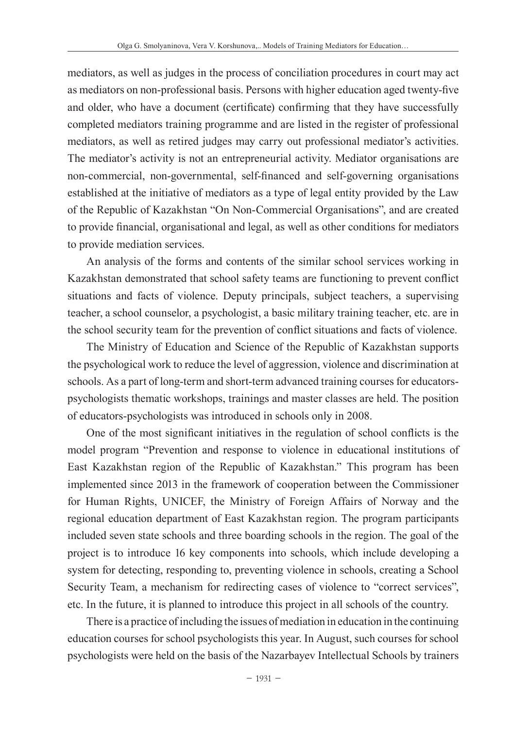mediators, as well as judges in the process of conciliation procedures in court may act as mediators on non-professional basis. Persons with higher education aged twenty-five and older, who have a document (certificate) confirming that they have successfully completed mediators training programme and are listed in the register of professional mediators, as well as retired judges may carry out professional mediator's activities. The mediator's activity is not an entrepreneurial activity. Mediator organisations are non-commercial, non-governmental, self-financed and self-governing organisations established at the initiative of mediators as a type of legal entity provided by the Law of the Republic of Kazakhstan "On Non-Commercial Organisations", and are created to provide financial, organisational and legal, as well as other conditions for mediators to provide mediation services.

An analysis of the forms and contents of the similar school services working in Kazakhstan demonstrated that school safety teams are functioning to prevent conflict situations and facts of violence. Deputy principals, subject teachers, a supervising teacher, a school counselor, a psychologist, a basic military training teacher, etc. are in the school security team for the prevention of conflict situations and facts of violence.

The Ministry of Education and Science of the Republic of Kazakhstan supports the psychological work to reduce the level of aggression, violence and discrimination at schools. As a part of long-term and short-term advanced training courses for educators-psychologists thematic workshops, trainings and master classes are held. The position of educators-psychologists was introduced in schools only in 2008.

One of the most significant initiatives in the regulation of school conflicts is the model program "Prevention and response to violence in educational institutions of East Kazakhstan region of the Republic of Kazakhstan." This program has been implemented since 2013 in the framework of cooperation between the Commissioner for Human Rights, UNICEF, the Ministry of Foreign Affairs of Norway and the regional education department of East Kazakhstan region. The program participants included seven state schools and three boarding schools in the region. The goal of the project is to introduce 16 key components into schools, which include developing a system for detecting, responding to, preventing violence in schools, creating a School Security Team, a mechanism for redirecting cases of violence to "correct services", etc. In the future, it is planned to introduce this project in all schools of the country.

There is a practice of including the issues of mediation in education in the continuing education courses for school psychologists this year. In August, such courses for school psychologists were held on the basis of the Nazarbayev Intellectual Schools by trainers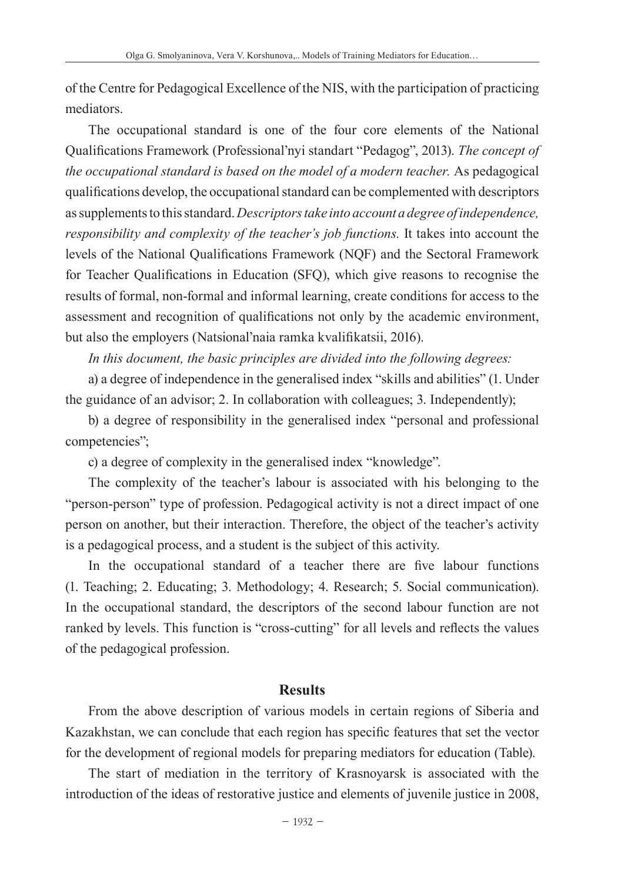of the Centre for Pedagogical Excellence of the NIS, with the participation of practicing mediators.

The occupational standard is one of the four core elements of the National Qualifications Framework (Professional'nyi standart "Pedagog", 2013). *The concept of the occupational standard is based on the model of a modern teacher.* As pedagogical qualifications develop, the occupational standard can be complemented with descriptors as supplements to this standard. *Descriptors take into account a degree of independence, responsibility and complexity of the teacher's job functions.* It takes into account the levels of the National Qualifications Framework (NQF) and the Sectoral Framework for Teacher Qualifications in Education (SFQ), which give reasons to recognise the results of formal, non-formal and informal learning, create conditions for access to the assessment and recognition of qualifications not only by the academic environment, but also the employers (Natsional'naia ramka kvalifikatsii, 2016).

*In this document, the basic principles are divided into the following degrees:*

a) a degree of independence in the generalised index "skills and abilities" (1. Under the guidance of an advisor; 2. In collaboration with colleagues; 3. Independently);

b) a degree of responsibility in the generalised index "personal and professional competencies";

c) a degree of complexity in the generalised index "knowledge".

The complexity of the teacher's labour is associated with his belonging to the "person-person" type of profession. Pedagogical activity is not a direct impact of one person on another, but their interaction. Therefore, the object of the teacher's activity is a pedagogical process, and a student is the subject of this activity.

In the occupational standard of a teacher there are five labour functions (1. Teaching; 2. Educating; 3. Methodology; 4. Research; 5. Social communication). In the occupational standard, the descriptors of the second labour function are not ranked by levels. This function is "cross-cutting" for all levels and reflects the values of the pedagogical profession.

## Results

From the above description of various models in certain regions of Siberia and Kazakhstan, we can conclude that each region has specific features that set the vector for the development of regional models for preparing mediators for education (Table).

The start of mediation in the territory of Krasnoyarsk is associated with the introduction of the ideas of restorative justice and elements of juvenile justice in 2008,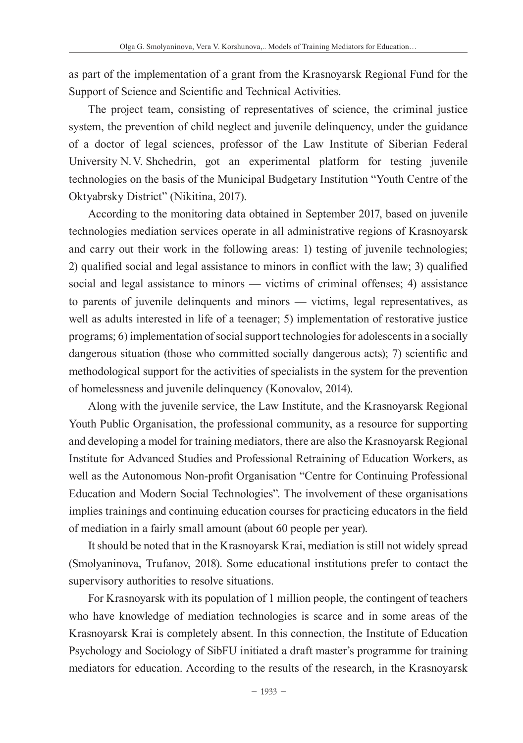as part of the implementation of a grant from the Krasnoyarsk Regional Fund for the Support of Science and Scientific and Technical Activities.

The project team, consisting of representatives of science, the criminal justice system, the prevention of child neglect and juvenile delinquency, under the guidance of a doctor of legal sciences, professor of the Law Institute of Siberian Federal University N. V. Shchedrin, got an experimental platform for testing juvenile technologies on the basis of the Municipal Budgetary Institution "Youth Centre of the Oktyabrsky District" (Nikitina, 2017).

According to the monitoring data obtained in September 2017, based on juvenile technologies mediation services operate in all administrative regions of Krasnoyarsk and carry out their work in the following areas: 1) testing of juvenile technologies; 2) qualified social and legal assistance to minors in conflict with the law; 3) qualified social and legal assistance to minors — victims of criminal offenses; 4) assistance to parents of juvenile delinquents and minors — victims, legal representatives, as well as adults interested in life of a teenager; 5) implementation of restorative justice programs; 6) implementation of social support technologies for adolescents in a socially dangerous situation (those who committed socially dangerous acts); 7) scientific and methodological support for the activities of specialists in the system for the prevention of homelessness and juvenile delinquency (Konovalov, 2014).

Along with the juvenile service, the Law Institute, and the Krasnoyarsk Regional Youth Public Organisation, the professional community, as a resource for supporting and developing a model for training mediators, there are also the Krasnoyarsk Regional Institute for Advanced Studies and Professional Retraining of Education Workers, as well as the Autonomous Non-profit Organisation "Centre for Continuing Professional Education and Modern Social Technologies". The involvement of these organisations implies trainings and continuing education courses for practicing educators in the field of mediation in a fairly small amount (about 60 people per year).

It should be noted that in the Krasnoyarsk Krai, mediation is still not widely spread (Smolyaninova, Trufanov, 2018). Some educational institutions prefer to contact the supervisory authorities to resolve situations.

For Krasnoyarsk with its population of 1 million people, the contingent of teachers who have knowledge of mediation technologies is scarce and in some areas of the Krasnoyarsk Krai is completely absent. In this connection, the Institute of Education Psychology and Sociology of SibFU initiated a draft master's programme for training mediators for education. According to the results of the research, in the Krasnoyarsk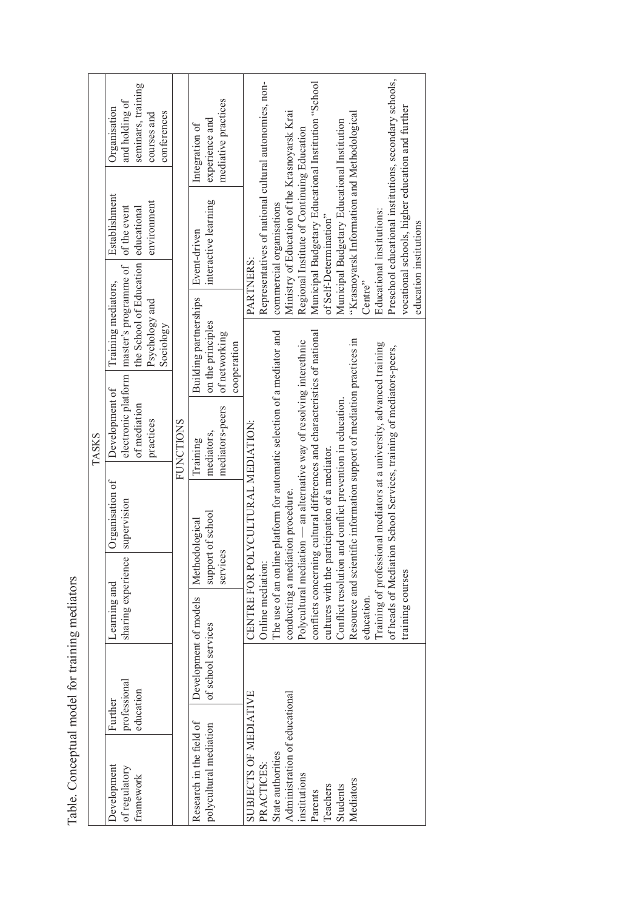Table. Conceptual model for training mediators

| TASKS | | | | | | | |
|---|---|---|---|---|---|---|---|
| Development of regulatory framework | Further professional education | Learning and sharing experience | Organisation of supervision | Development of electronic platform of mediation practices | Training mediators, master's programme of the School of Education Psychology and Sociology | Establishment of the event educational environment | Organisation and holding of seminars, training courses and conferences |
| FUNCTIONS | | | | | | | |
| Research in the field of polycultural mediation | Development of models of school services | | Methodological support of school services | Training mediators, mediators-peers | Building partnerships on the principles of networking cooperation | Event-driven interactive learning | Integration of experience and mediative practices |
| SUBJECTS OF MEDIATIVE PRACTICES:<br>State authorities<br>Administration of educational institutions<br>Parents<br>Teachers<br>Students<br>Mediators | CENTRE FOR POLYCULTURAL MEDIATION:<br>Online mediation:<br>The use of an online platform for automatic selection of a mediator and conducting a mediation procedure.<br>Polycultural mediation — an alternative way of resolving interethnic conflicts concerning cultural differences and characteristics of national cultures with the participation of a mediator.<br>Conflict resolution and conflict prevention in education.<br>Resource and scientific information support of mediation practices in education.<br>Training of professional mediators at a university, advanced training of heads of Mediation School Services, training of mediators-peers, training courses | | | | PARTNERS:<br>Representatives of national cultural autonomies, non-commercial organisations<br>Ministry of Education of the Krasnoyarsk Krai<br>Regional Institute of Continuing Education<br>Municipal Budgetary Educational Institution "School of Self-Determination"<br>Municipal Budgetary Educational Institution "Krasnoyarsk Information and Methodological Centre"<br>Educational institutions:<br>Preschool educational institutions, secondary schools, vocational schools, higher education and further education institutions | | |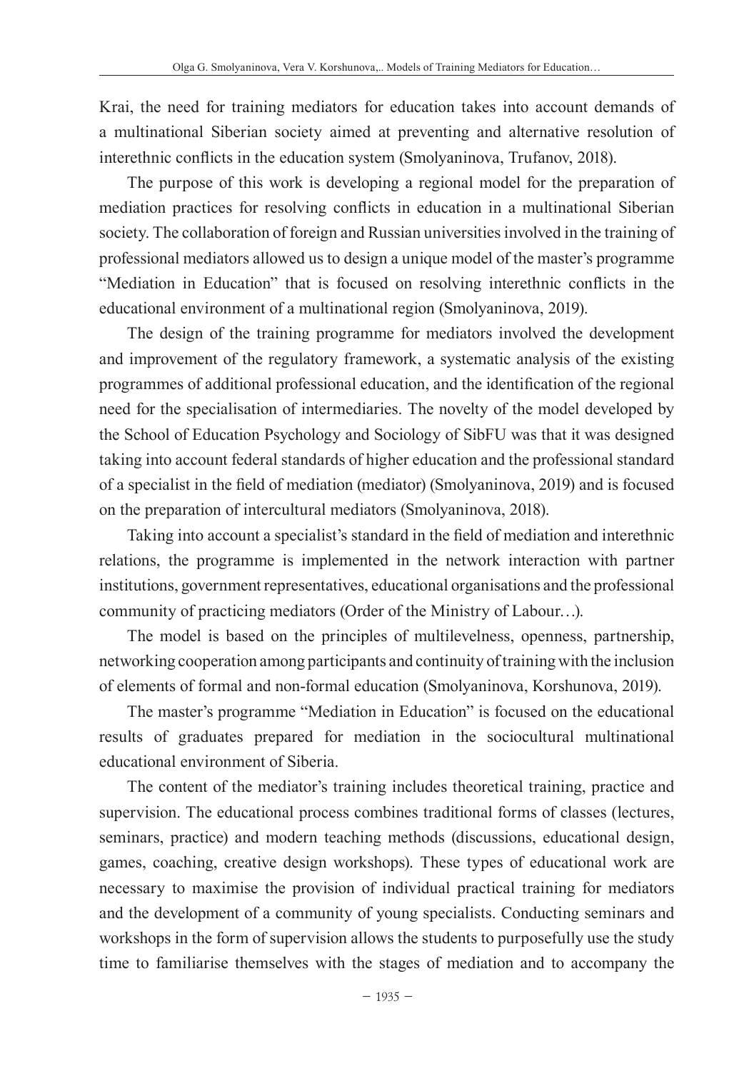Krai, the need for training mediators for education takes into account demands of a multinational Siberian society aimed at preventing and alternative resolution of interethnic conflicts in the education system (Smolyaninova, Trufanov, 2018).

The purpose of this work is developing a regional model for the preparation of mediation practices for resolving conflicts in education in a multinational Siberian society. The collaboration of foreign and Russian universities involved in the training of professional mediators allowed us to design a unique model of the master's programme "Mediation in Education" that is focused on resolving interethnic conflicts in the educational environment of a multinational region (Smolyaninova, 2019).

The design of the training programme for mediators involved the development and improvement of the regulatory framework, a systematic analysis of the existing programmes of additional professional education, and the identification of the regional need for the specialisation of intermediaries. The novelty of the model developed by the School of Education Psychology and Sociology of SibFU was that it was designed taking into account federal standards of higher education and the professional standard of a specialist in the field of mediation (mediator) (Smolyaninova, 2019) and is focused on the preparation of intercultural mediators (Smolyaninova, 2018).

Taking into account a specialist's standard in the field of mediation and interethnic relations, the programme is implemented in the network interaction with partner institutions, government representatives, educational organisations and the professional community of practicing mediators (Order of the Ministry of Labour…).

The model is based on the principles of multilevelness, openness, partnership, networking cooperation among participants and continuity of training with the inclusion of elements of formal and non-formal education (Smolyaninova, Korshunova, 2019).

The master's programme "Mediation in Education" is focused on the educational results of graduates prepared for mediation in the sociocultural multinational educational environment of Siberia.

The content of the mediator's training includes theoretical training, practice and supervision. The educational process combines traditional forms of classes (lectures, seminars, practice) and modern teaching methods (discussions, educational design, games, coaching, creative design workshops). These types of educational work are necessary to maximise the provision of individual practical training for mediators and the development of a community of young specialists. Conducting seminars and workshops in the form of supervision allows the students to purposefully use the study time to familiarise themselves with the stages of mediation and to accompany the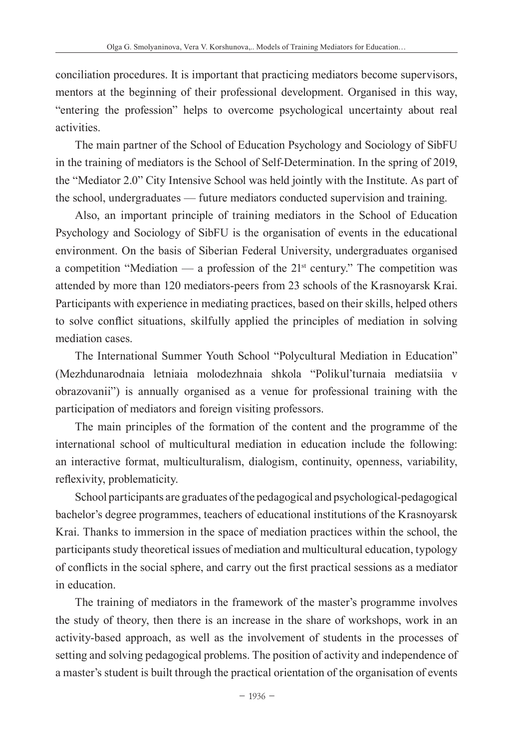conciliation procedures. It is important that practicing mediators become supervisors, mentors at the beginning of their professional development. Organised in this way, "entering the profession" helps to overcome psychological uncertainty about real activities.

The main partner of the School of Education Psychology and Sociology of SibFU in the training of mediators is the School of Self-Determination. In the spring of 2019, the "Mediator 2.0" City Intensive School was held jointly with the Institute. As part of the school, undergraduates — future mediators conducted supervision and training.

Also, an important principle of training mediators in the School of Education Psychology and Sociology of SibFU is the organisation of events in the educational environment. On the basis of Siberian Federal University, undergraduates organised a competition "Mediation — a profession of the 21st century." The competition was attended by more than 120 mediators-peers from 23 schools of the Krasnoyarsk Krai. Participants with experience in mediating practices, based on their skills, helped others to solve conflict situations, skilfully applied the principles of mediation in solving mediation cases.

The International Summer Youth School "Polycultural Mediation in Education" (Mezhdunarodnaia letniaia molodezhnaia shkola "Polikul'turnaia mediatsiia v obrazovanii") is annually organised as a venue for professional training with the participation of mediators and foreign visiting professors.

The main principles of the formation of the content and the programme of the international school of multicultural mediation in education include the following: an interactive format, multiculturalism, dialogism, continuity, openness, variability, reflexivity, problematicity.

School participants are graduates of the pedagogical and psychological-pedagogical bachelor's degree programmes, teachers of educational institutions of the Krasnoyarsk Krai. Thanks to immersion in the space of mediation practices within the school, the participants study theoretical issues of mediation and multicultural education, typology of conflicts in the social sphere, and carry out the first practical sessions as a mediator in education.

The training of mediators in the framework of the master's programme involves the study of theory, then there is an increase in the share of workshops, work in an activity-based approach, as well as the involvement of students in the processes of setting and solving pedagogical problems. The position of activity and independence of a master's student is built through the practical orientation of the organisation of events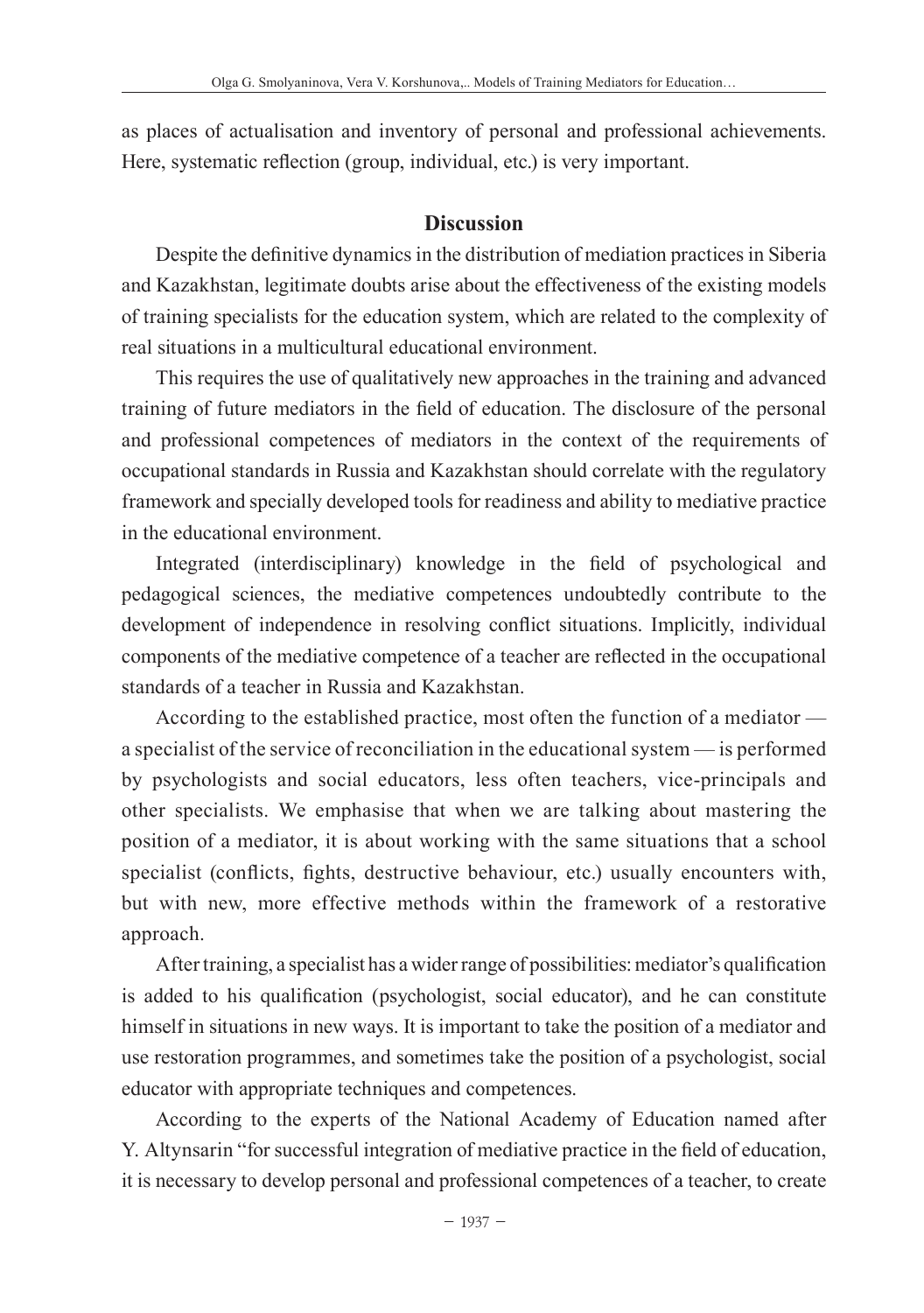as places of actualisation and inventory of personal and professional achievements. Here, systematic reflection (group, individual, etc.) is very important.

## Discussion

Despite the definitive dynamics in the distribution of mediation practices in Siberia and Kazakhstan, legitimate doubts arise about the effectiveness of the existing models of training specialists for the education system, which are related to the complexity of real situations in a multicultural educational environment.

This requires the use of qualitatively new approaches in the training and advanced training of future mediators in the field of education. The disclosure of the personal and professional competences of mediators in the context of the requirements of occupational standards in Russia and Kazakhstan should correlate with the regulatory framework and specially developed tools for readiness and ability to mediative practice in the educational environment.

Integrated (interdisciplinary) knowledge in the field of psychological and pedagogical sciences, the mediative competences undoubtedly contribute to the development of independence in resolving conflict situations. Implicitly, individual components of the mediative competence of a teacher are reflected in the occupational standards of a teacher in Russia and Kazakhstan.

According to the established practice, most often the function of a mediator — a specialist of the service of reconciliation in the educational system — is performed by psychologists and social educators, less often teachers, vice-principals and other specialists. We emphasise that when we are talking about mastering the position of a mediator, it is about working with the same situations that a school specialist (conflicts, fights, destructive behaviour, etc.) usually encounters with, but with new, more effective methods within the framework of a restorative approach.

After training, a specialist has a wider range of possibilities: mediator's qualification is added to his qualification (psychologist, social educator), and he can constitute himself in situations in new ways. It is important to take the position of a mediator and use restoration programmes, and sometimes take the position of a psychologist, social educator with appropriate techniques and competences.

According to the experts of the National Academy of Education named after Y. Altynsarin "for successful integration of mediative practice in the field of education, it is necessary to develop personal and professional competences of a teacher, to create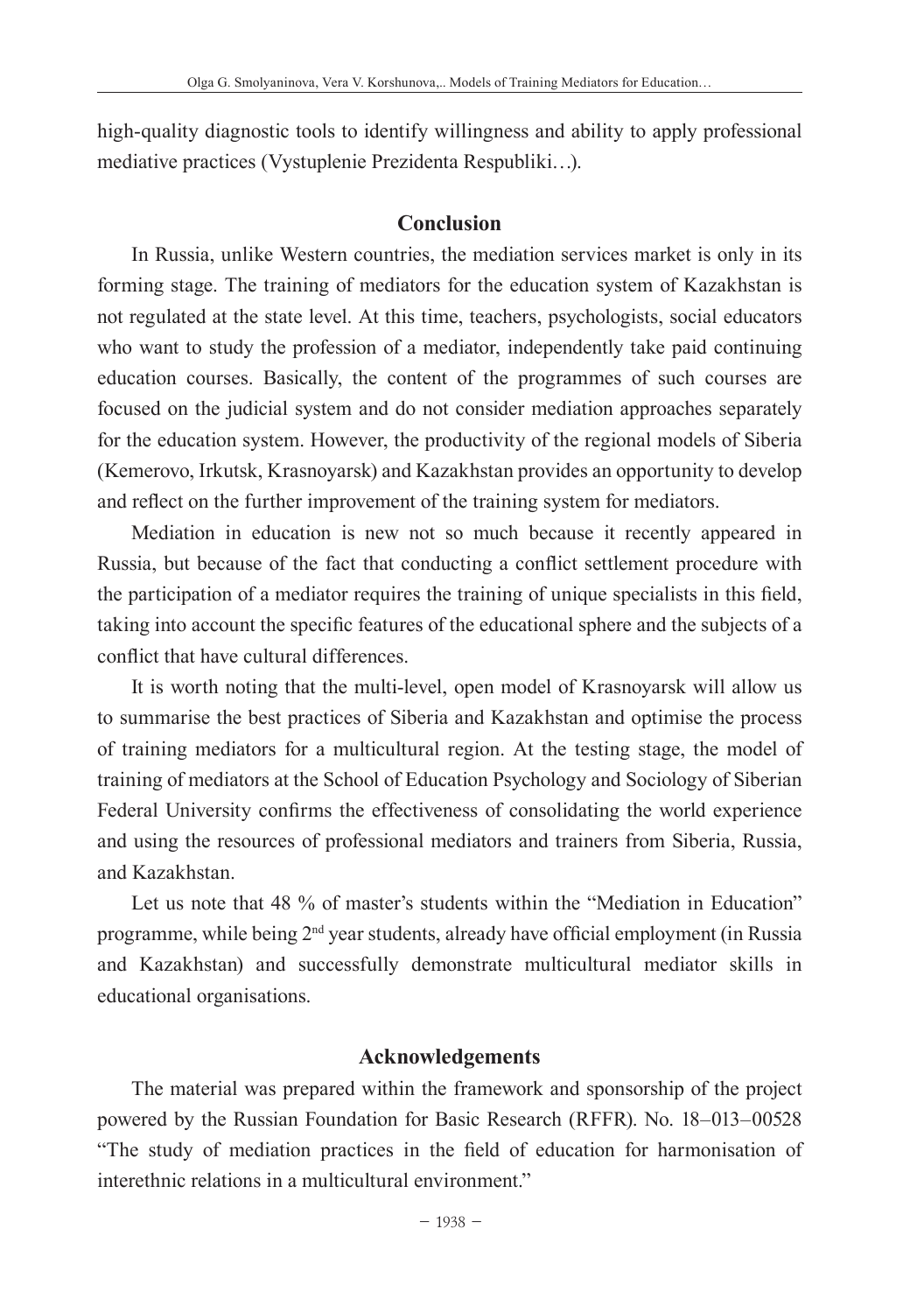high-quality diagnostic tools to identify willingness and ability to apply professional mediative practices (Vystuplenie Prezidenta Respubliki…).

## Conclusion

In Russia, unlike Western countries, the mediation services market is only in its forming stage. The training of mediators for the education system of Kazakhstan is not regulated at the state level. At this time, teachers, psychologists, social educators who want to study the profession of a mediator, independently take paid continuing education courses. Basically, the content of the programmes of such courses are focused on the judicial system and do not consider mediation approaches separately for the education system. However, the productivity of the regional models of Siberia (Kemerovo, Irkutsk, Krasnoyarsk) and Kazakhstan provides an opportunity to develop and reflect on the further improvement of the training system for mediators.

Mediation in education is new not so much because it recently appeared in Russia, but because of the fact that conducting a conflict settlement procedure with the participation of a mediator requires the training of unique specialists in this field, taking into account the specific features of the educational sphere and the subjects of a conflict that have cultural differences.

It is worth noting that the multi-level, open model of Krasnoyarsk will allow us to summarise the best practices of Siberia and Kazakhstan and optimise the process of training mediators for a multicultural region. At the testing stage, the model of training of mediators at the School of Education Psychology and Sociology of Siberian Federal University confirms the effectiveness of consolidating the world experience and using the resources of professional mediators and trainers from Siberia, Russia, and Kazakhstan.

Let us note that 48 % of master's students within the "Mediation in Education" programme, while being 2nd year students, already have official employment (in Russia and Kazakhstan) and successfully demonstrate multicultural mediator skills in educational organisations.

## Acknowledgements

The material was prepared within the framework and sponsorship of the project powered by the Russian Foundation for Basic Research (RFFR). No. 18–013–00528 "The study of mediation practices in the field of education for harmonisation of interethnic relations in a multicultural environment."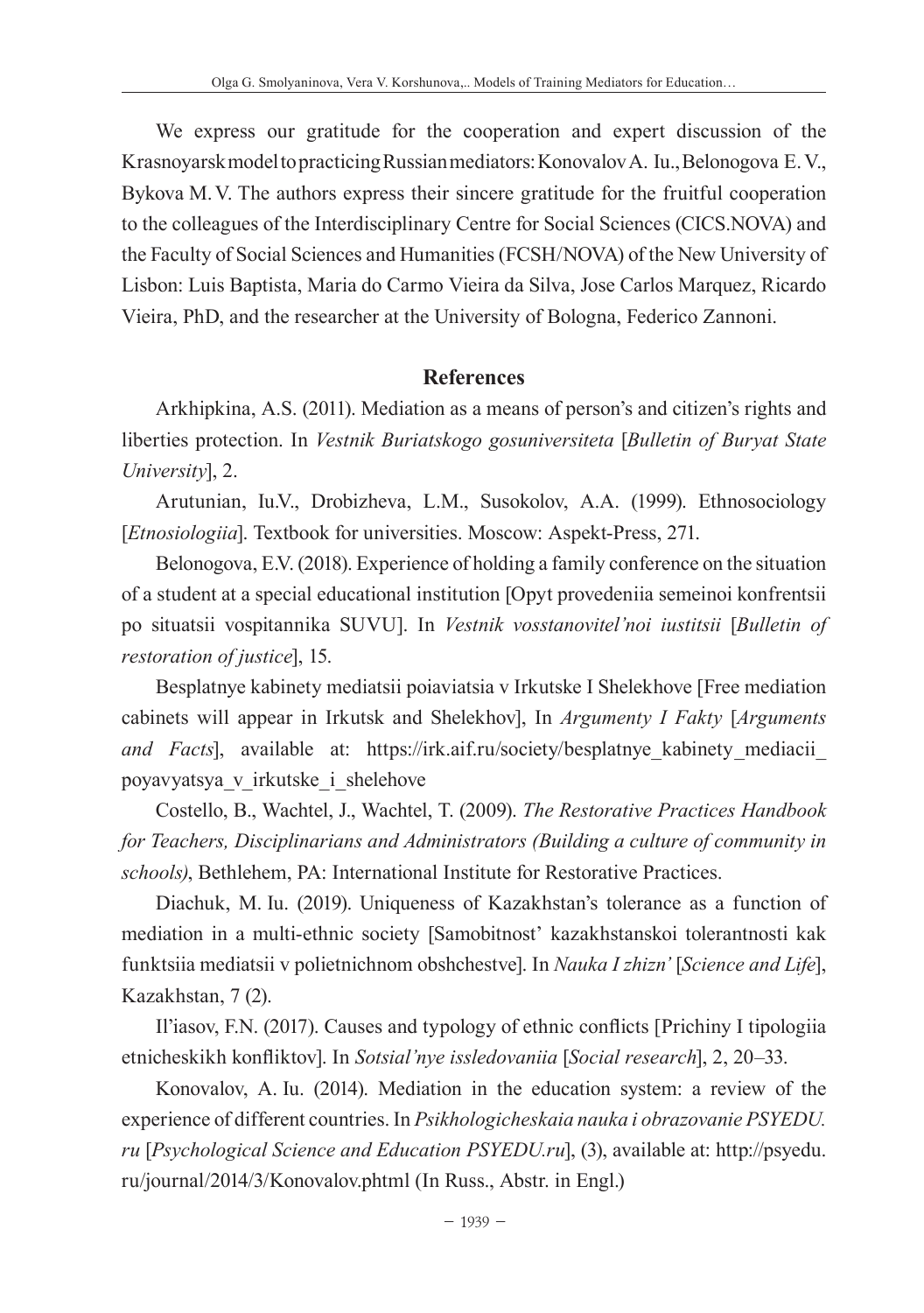We express our gratitude for the cooperation and expert discussion of the Krasnoyarsk model to practicing Russian mediators: Konovalov A. Iu., Belonogova E. V., Bykova M. V. The authors express their sincere gratitude for the fruitful cooperation to the colleagues of the Interdisciplinary Centre for Social Sciences (CICS.NOVA) and the Faculty of Social Sciences and Humanities (FCSH/NOVA) of the New University of Lisbon: Luis Baptista, Maria do Carmo Vieira da Silva, Jose Carlos Marquez, Ricardo Vieira, PhD, and the researcher at the University of Bologna, Federico Zannoni.

## References

Arkhipkina, A.S. (2011). Mediation as a means of person's and citizen's rights and liberties protection. In *Vestnik Buriatskogo gosuniversiteta* [*Bulletin of Buryat State University*], 2.

Arutunian, Iu.V., Drobizheva, L.M., Susokolov, A.A. (1999). Ethnosociology [*Etnosiologiia*]. Textbook for universities. Moscow: Aspekt-Press, 271.

Belonogova, E.V. (2018). Experience of holding a family conference on the situation of a student at a special educational institution [Opyt provedeniia semeinoi konfrentsii po situatsii vospitannika SUVU]. In *Vestnik vosstanovitel'noi iustitsii* [*Bulletin of restoration of justice*], 15.

Besplatnye kabinety mediatsii poiaviatsia v Irkutske I Shelekhove [Free mediation cabinets will appear in Irkutsk and Shelekhov], In *Argumenty I Fakty* [*Arguments and Facts*], available at: https://irk.aif.ru/society/besplatnye_kabinety_mediacii_poyavyatsya_v_irkutske_i_shelehove

Costello, B., Wachtel, J., Wachtel, T. (2009). *The Restorative Practices Handbook for Teachers, Disciplinarians and Administrators (Building a culture of community in schools)*, Bethlehem, PA: International Institute for Restorative Practices.

Diachuk, M. Iu. (2019). Uniqueness of Kazakhstan's tolerance as a function of mediation in a multi-ethnic society [Samobitnost' kazakhstanskoi tolerantnosti kak funktsiia mediatsii v polietnichnom obshchestve]. In *Nauka I zhizn'* [*Science and Life*], Kazakhstan, 7 (2).

Il'iasov, F.N. (2017). Causes and typology of ethnic conflicts [Prichiny I tipologiia etnicheskikh konfliktov]. In *Sotsial'nye issledovaniia* [*Social research*], 2, 20–33.

Konovalov, A. Iu. (2014). Mediation in the education system: a review of the experience of different countries. In *Psikhologicheskaia nauka i obrazovanie PSYEDU.ru* [*Psychological Science and Education PSYEDU.ru*], (3), available at: http://psyedu.ru/journal/2014/3/Konovalov.phtml (In Russ., Abstr. in Engl.)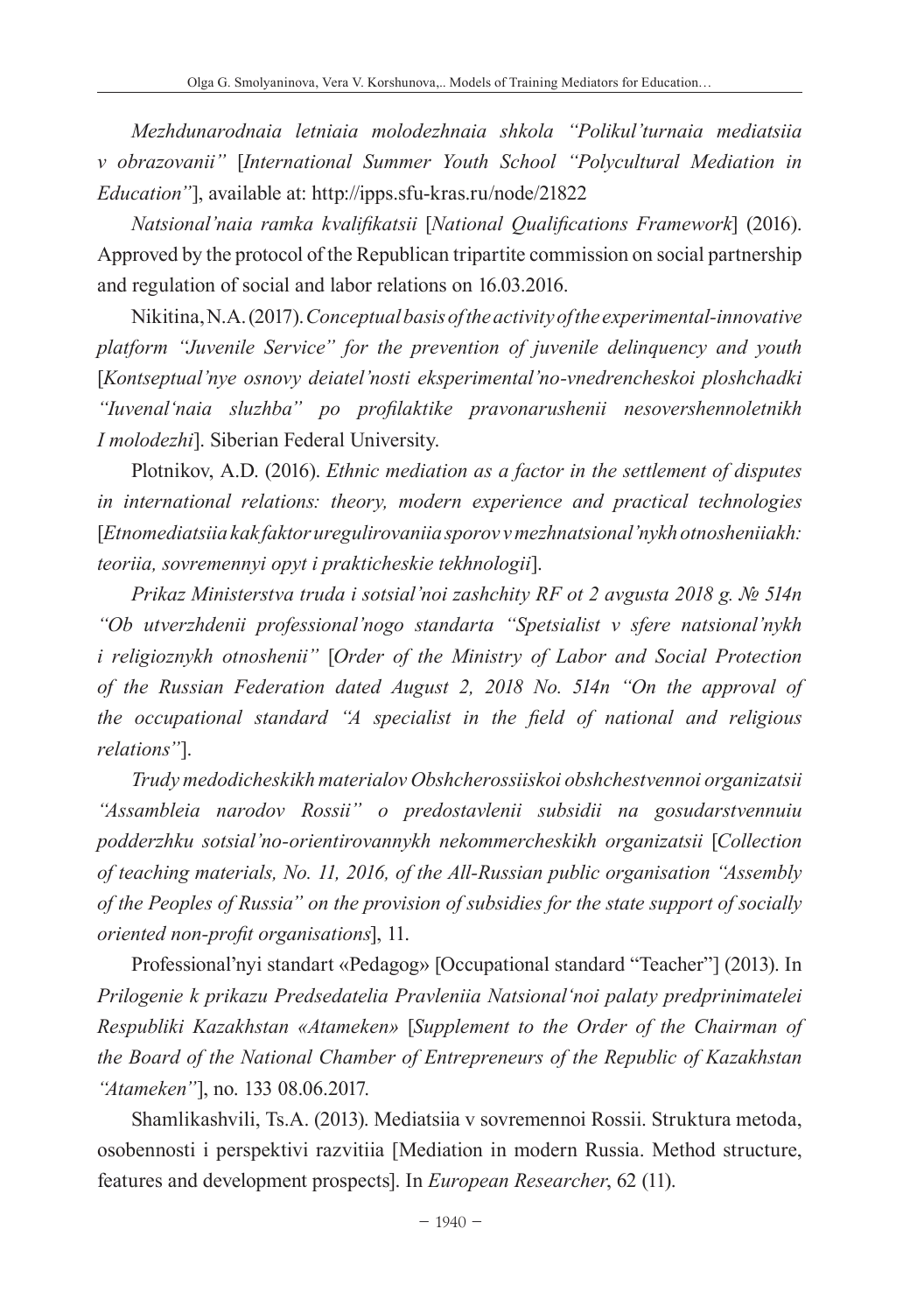*Mezhdunarodnaia letniaia molodezhnaia shkola "Polikul'turnaia mediatsiia v obrazovanii"* [*International Summer Youth School "Polycultural Mediation in Education"*], available at: http://ipps.sfu-kras.ru/node/21822

*Natsional'naia ramka kvalifikatsii* [*National Qualifications Framework*] (2016). Approved by the protocol of the Republican tripartite commission on social partnership and regulation of social and labor relations on 16.03.2016.

Nikitina, N.A. (2017). *Conceptual basis of the activity of the experimental-innovative platform "Juvenile Service" for the prevention of juvenile delinquency and youth* [*Kontseptual'nye osnovy deiatel'nosti eksperimental'no-vnedrencheskoi ploshchadki "Iuvenal'naia sluzhba" po profilaktike pravonarushenii nesovershennoletnikh I molodezhi*]. Siberian Federal University.

Plotnikov, A.D. (2016). *Ethnic mediation as a factor in the settlement of disputes in international relations: theory, modern experience and practical technologies* [*Etnomediatsiia kak faktor uregulirovaniia sporov v mezhnatsional'nykh otnosheniiakh: teoriia, sovremennyi opyt i prakticheskie tekhnologii*].

*Prikaz Ministerstva truda i sotsial'noi zashchity RF ot 2 avgusta 2018 g. № 514n "Ob utverzhdenii professional'nogo standarta "Spetsialist v sfere natsional'nykh i religioznykh otnoshenii"* [*Order of the Ministry of Labor and Social Protection of the Russian Federation dated August 2, 2018 No. 514n "On the approval of the occupational standard "A specialist in the field of national and religious relations"*].

*Trudy medodicheskikh materialov Obshcherossiiskoi obshchestvennoi organizatsii "Assambleia narodov Rossii" o predostavlenii subsidii na gosudarstvennuiu podderzhku sotsial'no-orientirovannykh nekommercheskikh organizatsii* [*Collection of teaching materials, No. 11, 2016, of the All-Russian public organisation "Assembly of the Peoples of Russia" on the provision of subsidies for the state support of socially oriented non-profit organisations*], 11.

Professional'nyi standart «Pedagog» [Occupational standard "Teacher"] (2013). In *Prilogenie k prikazu Predsedatelia Pravleniia Natsional'noi palaty predprinimatelei Respubliki Kazakhstan «Atameken»* [*Supplement to the Order of the Chairman of the Board of the National Chamber of Entrepreneurs of the Republic of Kazakhstan "Atameken"*], no. 133 08.06.2017.

Shamlikashvili, Ts.A. (2013). Mediatsiia v sovremennoi Rossii. Struktura metoda, osobennosti i perspektivi razvitiia [Mediation in modern Russia. Method structure, features and development prospects]. In *European Researcher*, 62 (11).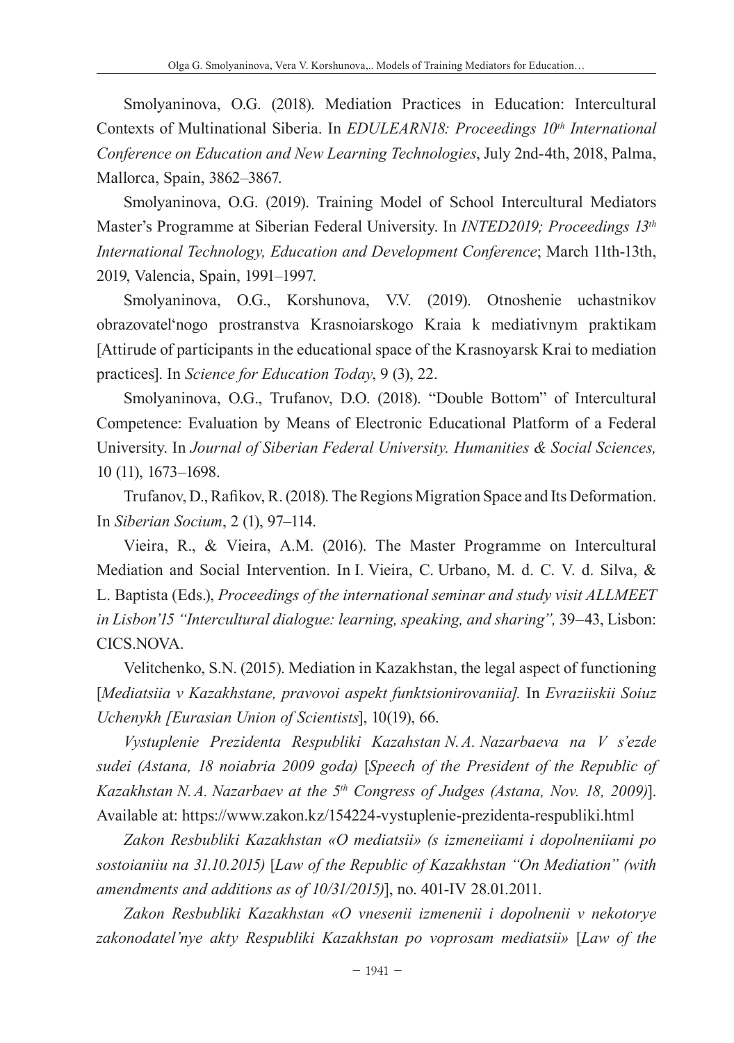Smolyaninova, O.G. (2018). Mediation Practices in Education: Intercultural Contexts of Multinational Siberia. In *EDULEARN18: Proceedings 10th International Conference on Education and New Learning Technologies*, July 2nd-4th, 2018, Palma, Mallorca, Spain, 3862–3867.

Smolyaninova, O.G. (2019). Training Model of School Intercultural Mediators Master's Programme at Siberian Federal University. In *INTED2019; Proceedings 13th International Technology, Education and Development Conference*; March 11th-13th, 2019, Valencia, Spain, 1991–1997.

Smolyaninova, O.G., Korshunova, V.V. (2019). Otnoshenie uchastnikov obrazovatel'nogo prostranstva Krasnoiarskogo Kraia k mediativnym praktikam [Attirude of participants in the educational space of the Krasnoyarsk Krai to mediation practices]. In *Science for Education Today*, 9 (3), 22.

Smolyaninova, O.G., Trufanov, D.O. (2018). "Double Bottom" of Intercultural Competence: Evaluation by Means of Electronic Educational Platform of a Federal University. In *Journal of Siberian Federal University. Humanities & Social Sciences,* 10 (11), 1673–1698.

Trufanov, D., Rafikov, R. (2018). The Regions Migration Space and Its Deformation. In *Siberian Socium*, 2 (1), 97–114.

Vieira, R., & Vieira, A.M. (2016). The Master Programme on Intercultural Mediation and Social Intervention. In I. Vieira, C. Urbano, M. d. C. V. d. Silva, & L. Baptista (Eds.), *Proceedings of the international seminar and study visit ALLMEET in Lisbon'15 "Intercultural dialogue: learning, speaking, and sharing",* 39–43, Lisbon: CICS.NOVA.

Velitchenko, S.N. (2015). Mediation in Kazakhstan, the legal aspect of functioning [*Mediatsiia v Kazakhstane, pravovoi aspekt funktsionirovaniia].* In *Evraziiskii Soiuz Uchenykh [Eurasian Union of Scientists*], 10(19), 66.

*Vystuplenie Prezidenta Respubliki Kazahstan N.A. Nazarbaeva na V s'ezde sudei (Astana, 18 noiabria 2009 goda)* [*Speech of the President of the Republic of Kazakhstan N.A. Nazarbaev at the 5th Congress of Judges (Astana, Nov. 18, 2009)*]. Available at: https://www.zakon.kz/154224-vystuplenie-prezidenta-respubliki.html

*Zakon Resbubliki Kazakhstan «O mediatsii» (s izmeneiiami i dopolneniiami po sostoianiiu na 31.10.2015)* [*Law of the Republic of Kazakhstan "On Mediation" (with amendments and additions as of 10/31/2015)*], no. 401-IV 28.01.2011.

*Zakon Resbubliki Kazakhstan «O vnesenii izmenenii i dopolnenii v nekotorye zakonodatel'nye akty Respubliki Kazakhstan po voprosam mediatsii»* [*Law of the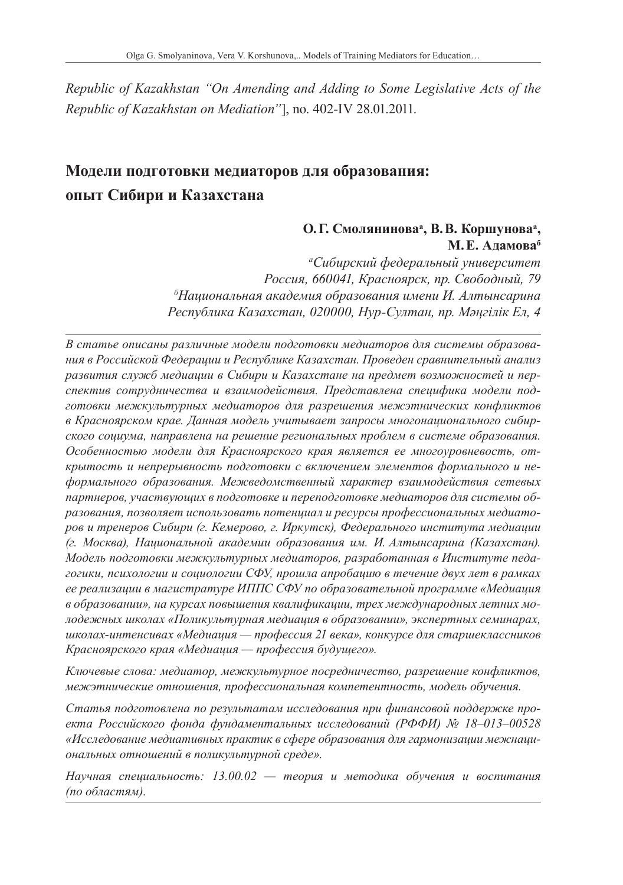*Republic of Kazakhstan "On Amending and Adding to Some Legislative Acts of the Republic of Kazakhstan on Mediation"*], no. 402-IV 28.01.2011.

## Модели подготовки медиаторов для образования: опыт Сибири и Казахстана

**О.Г. Смолянинова[а], В.В. Коршунова[а], М.Е. Адамова[б]**

*[а]Сибирский федеральный университет*
*Россия, 660041, Красноярск, пр. Свободный, 79*
*[б]Национальная академия образования имени И. Алтынсарина*
*Республика Казахстан, 020000, Нур-Султан, пр. Мәңгілік Ел, 4*

---

*В статье описаны различные модели подготовки медиаторов для системы образования в Российской Федерации и Республике Казахстан. Проведен сравнительный анализ развития служб медиации в Сибири и Казахстане на предмет возможностей и перспектив сотрудничества и взаимодействия. Представлена специфика модели подготовки межкультурных медиаторов для разрешения межэтнических конфликтов в Красноярском крае. Данная модель учитывает запросы многонационального сибирского социума, направлена на решение региональных проблем в системе образования. Особенностью модели для Красноярского края является ее многоуровневость, открытость и непрерывность подготовки с включением элементов формального и неформального образования. Межведомственный характер взаимодействия сетевых партнеров, участвующих в подготовке и переподготовке медиаторов для системы образования, позволяет использовать потенциал и ресурсы профессиональных медиаторов и тренеров Сибири (г. Кемерово, г. Иркутск), Федерального института медиации (г. Москва), Национальной академии образования им. И. Алтынсарина (Казахстан). Модель подготовки межкультурных медиаторов, разработанная в Институте педагогики, психологии и социологии СФУ, прошла апробацию в течение двух лет в рамках ее реализации в магистратуре ИППС СФУ по образовательной программе «Медиация в образовании», на курсах повышения квалификации, трех международных летних молодежных школах «Поликультурная медиация в образовании», экспертных семинарах, школах-интенсивах «Медиация — профессия 21 века», конкурсе для старшеклассников Красноярского края «Медиация — профессия будущего».*

*Ключевые слова: медиатор, межкультурное посредничество, разрешение конфликтов, межэтнические отношения, профессиональная компетентность, модель обучения.*

*Статья подготовлена по результатам исследования при финансовой поддержке проекта Российского фонда фундаментальных исследований (РФФИ) № 18–013–00528 «Исследование медиативных практик в сфере образования для гармонизации межнациональных отношений в поликультурной среде».*

*Научная специальность: 13.00.02 — теория и методика обучения и воспитания (по областям).*

---